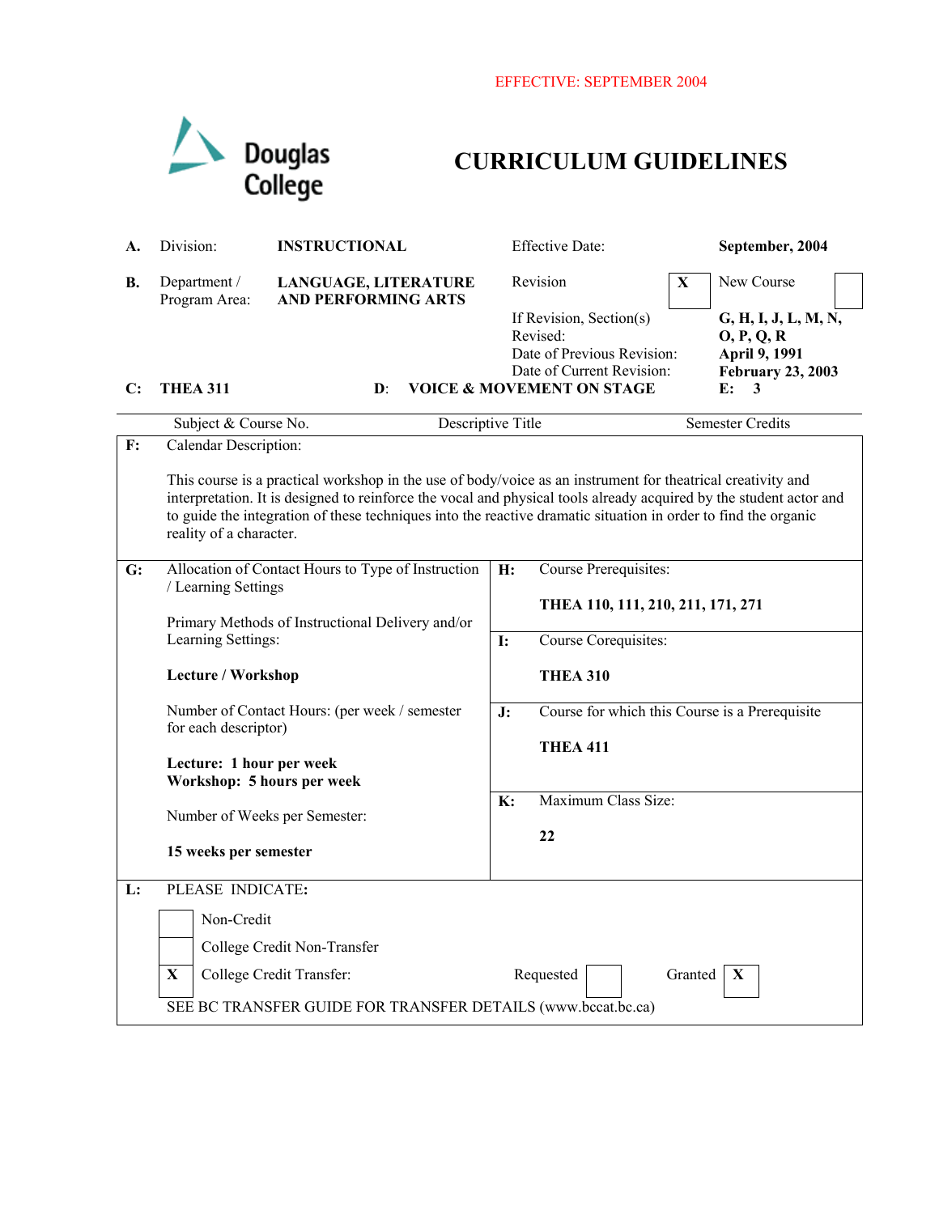EFFECTIVE: SEPTEMBER 2004

Douglas College

# CURRICULUM GUIDELINES

| | | | | |
|---|---|---|---|---|
| A. | Division: | INSTRUCTIONAL | Effective Date: | **September, 2004** |
| B. | Department / Program Area: | **LANGUAGE, LITERATURE AND PERFORMING ARTS** | Revision [X] | New Course [ ] |
| | | | If Revision, Section(s) Revised: | **G, H, I, J, L, M, N, O, P, Q, R** |
| | | | Date of Previous Revision: | **April 9, 1991** |
| | | | Date of Current Revision: | **February 23, 2003** |

| | | | |
|---|---|---|---|
| C: | **THEA 311** | D: **VOICE & MOVEMENT ON STAGE** | E: **3** |
| | Subject & Course No. | Descriptive Title | Semester Credits |

**F: Calendar Description:**

This course is a practical workshop in the use of body/voice as an instrument for theatrical creativity and interpretation. It is designed to reinforce the vocal and physical tools already acquired by the student actor and to guide the integration of these techniques into the reactive dramatic situation in order to find the organic reality of a character.

**G: Allocation of Contact Hours to Type of Instruction / Learning Settings**

Primary Methods of Instructional Delivery and/or Learning Settings:

**Lecture / Workshop**

Number of Contact Hours: (per week / semester for each descriptor)

**Lecture: 1 hour per week**
**Workshop: 5 hours per week**

Number of Weeks per Semester:

**15 weeks per semester**

**H: Course Prerequisites:**

**THEA 110, 111, 210, 211, 171, 271**

**I: Course Corequisites:**

**THEA 310**

**J: Course for which this Course is a Prerequisite**

**THEA 411**

**K: Maximum Class Size:**

**22**

**L: PLEASE INDICATE:**

- [ ] Non-Credit
- [ ] College Credit Non-Transfer
- [X] College Credit Transfer: Requested [ ] Granted [X]

SEE BC TRANSFER GUIDE FOR TRANSFER DETAILS (www.bccat.bc.ca)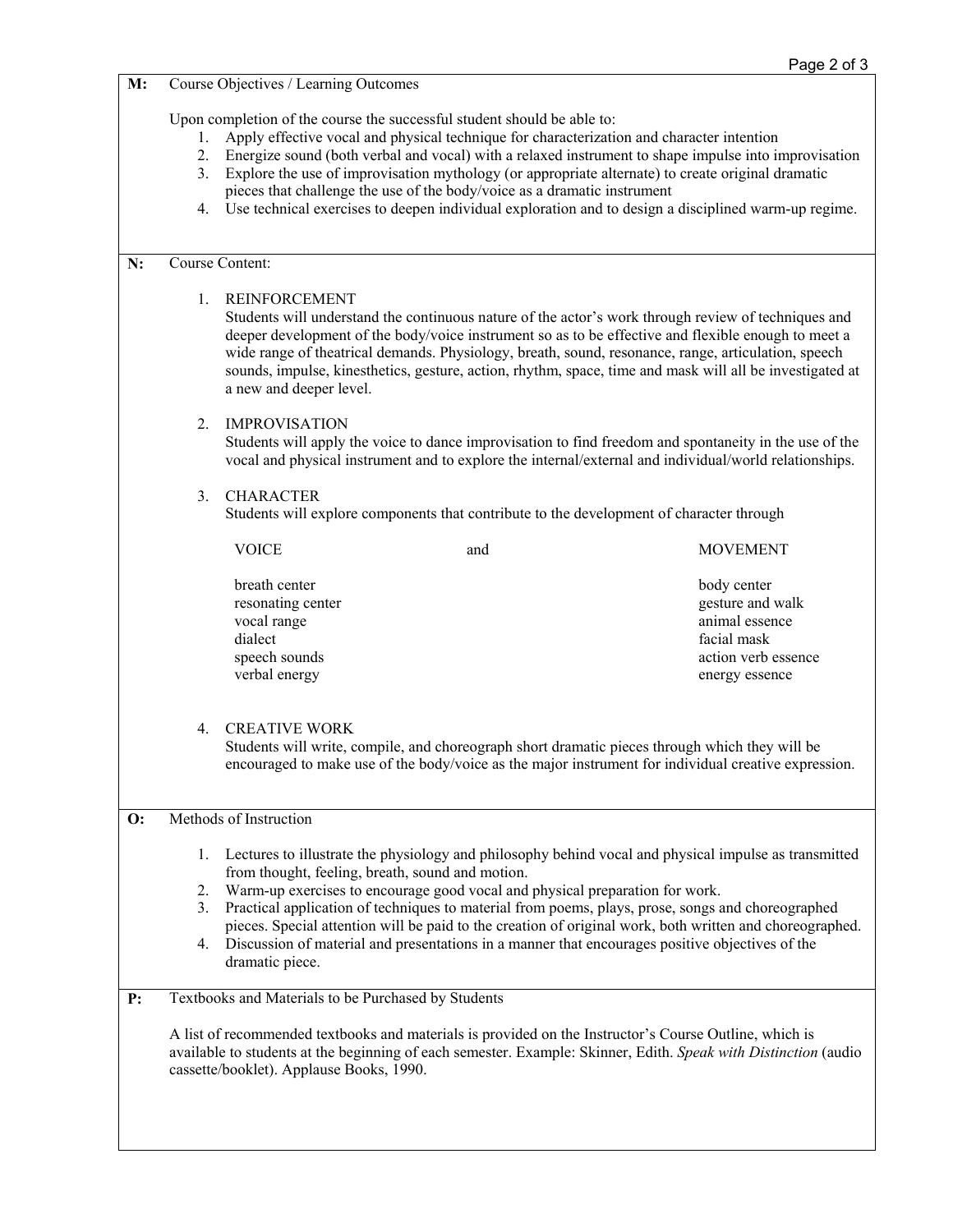**M:** Course Objectives / Learning Outcomes

Upon completion of the course the successful student should be able to:

1. Apply effective vocal and physical technique for characterization and character intention
2. Energize sound (both verbal and vocal) with a relaxed instrument to shape impulse into improvisation
3. Explore the use of improvisation mythology (or appropriate alternate) to create original dramatic pieces that challenge the use of the body/voice as a dramatic instrument
4. Use technical exercises to deepen individual exploration and to design a disciplined warm-up regime.

**N:** Course Content:

1. REINFORCEMENT
   Students will understand the continuous nature of the actor's work through review of techniques and deeper development of the body/voice instrument so as to be effective and flexible enough to meet a wide range of theatrical demands. Physiology, breath, sound, resonance, range, articulation, speech sounds, impulse, kinesthetics, gesture, action, rhythm, space, time and mask will all be investigated at a new and deeper level.

2. IMPROVISATION
   Students will apply the voice to dance improvisation to find freedom and spontaneity in the use of the vocal and physical instrument and to explore the internal/external and individual/world relationships.

3. CHARACTER
   Students will explore components that contribute to the development of character through

| VOICE | and | MOVEMENT |
|---|---|---|
| breath center | | body center |
| resonating center | | gesture and walk |
| vocal range | | animal essence |
| dialect | | facial mask |
| speech sounds | | action verb essence |
| verbal energy | | energy essence |

4. CREATIVE WORK
   Students will write, compile, and choreograph short dramatic pieces through which they will be encouraged to make use of the body/voice as the major instrument for individual creative expression.

**O:** Methods of Instruction

1. Lectures to illustrate the physiology and philosophy behind vocal and physical impulse as transmitted from thought, feeling, breath, sound and motion.
2. Warm-up exercises to encourage good vocal and physical preparation for work.
3. Practical application of techniques to material from poems, plays, prose, songs and choreographed pieces. Special attention will be paid to the creation of original work, both written and choreographed.
4. Discussion of material and presentations in a manner that encourages positive objectives of the dramatic piece.

**P:** Textbooks and Materials to be Purchased by Students

A list of recommended textbooks and materials is provided on the Instructor's Course Outline, which is available to students at the beginning of each semester. Example: Skinner, Edith. *Speak with Distinction* (audio cassette/booklet). Applause Books, 1990.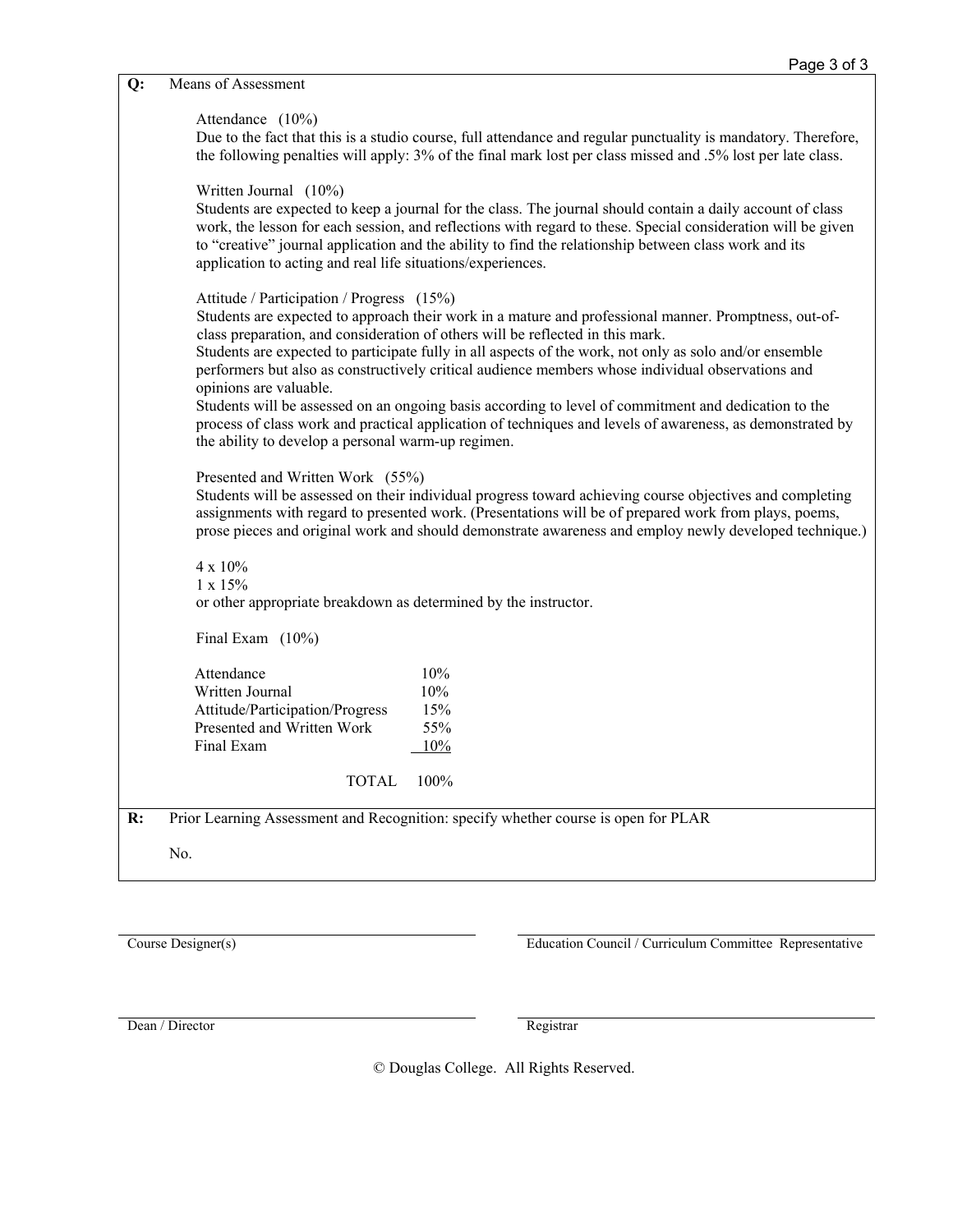**Q:** Means of Assessment

Attendance (10%)
Due to the fact that this is a studio course, full attendance and regular punctuality is mandatory. Therefore, the following penalties will apply: 3% of the final mark lost per class missed and .5% lost per late class.

Written Journal (10%)
Students are expected to keep a journal for the class. The journal should contain a daily account of class work, the lesson for each session, and reflections with regard to these. Special consideration will be given to "creative" journal application and the ability to find the relationship between class work and its application to acting and real life situations/experiences.

Attitude / Participation / Progress (15%)
Students are expected to approach their work in a mature and professional manner. Promptness, out-of-class preparation, and consideration of others will be reflected in this mark.
Students are expected to participate fully in all aspects of the work, not only as solo and/or ensemble performers but also as constructively critical audience members whose individual observations and opinions are valuable.
Students will be assessed on an ongoing basis according to level of commitment and dedication to the process of class work and practical application of techniques and levels of awareness, as demonstrated by the ability to develop a personal warm-up regimen.

Presented and Written Work (55%)
Students will be assessed on their individual progress toward achieving course objectives and completing assignments with regard to presented work. (Presentations will be of prepared work from plays, poems, prose pieces and original work and should demonstrate awareness and employ newly developed technique.)

4 x 10%
1 x 15%
or other appropriate breakdown as determined by the instructor.

Final Exam (10%)

| | |
|---|---|
| Attendance | 10% |
| Written Journal | 10% |
| Attitude/Participation/Progress | 15% |
| Presented and Written Work | 55% |
| Final Exam | 10% |
| TOTAL | 100% |

**R:** Prior Learning Assessment and Recognition: specify whether course is open for PLAR

No.

Course Designer(s)

Education Council / Curriculum Committee Representative

Dean / Director

Registrar

© Douglas College. All Rights Reserved.